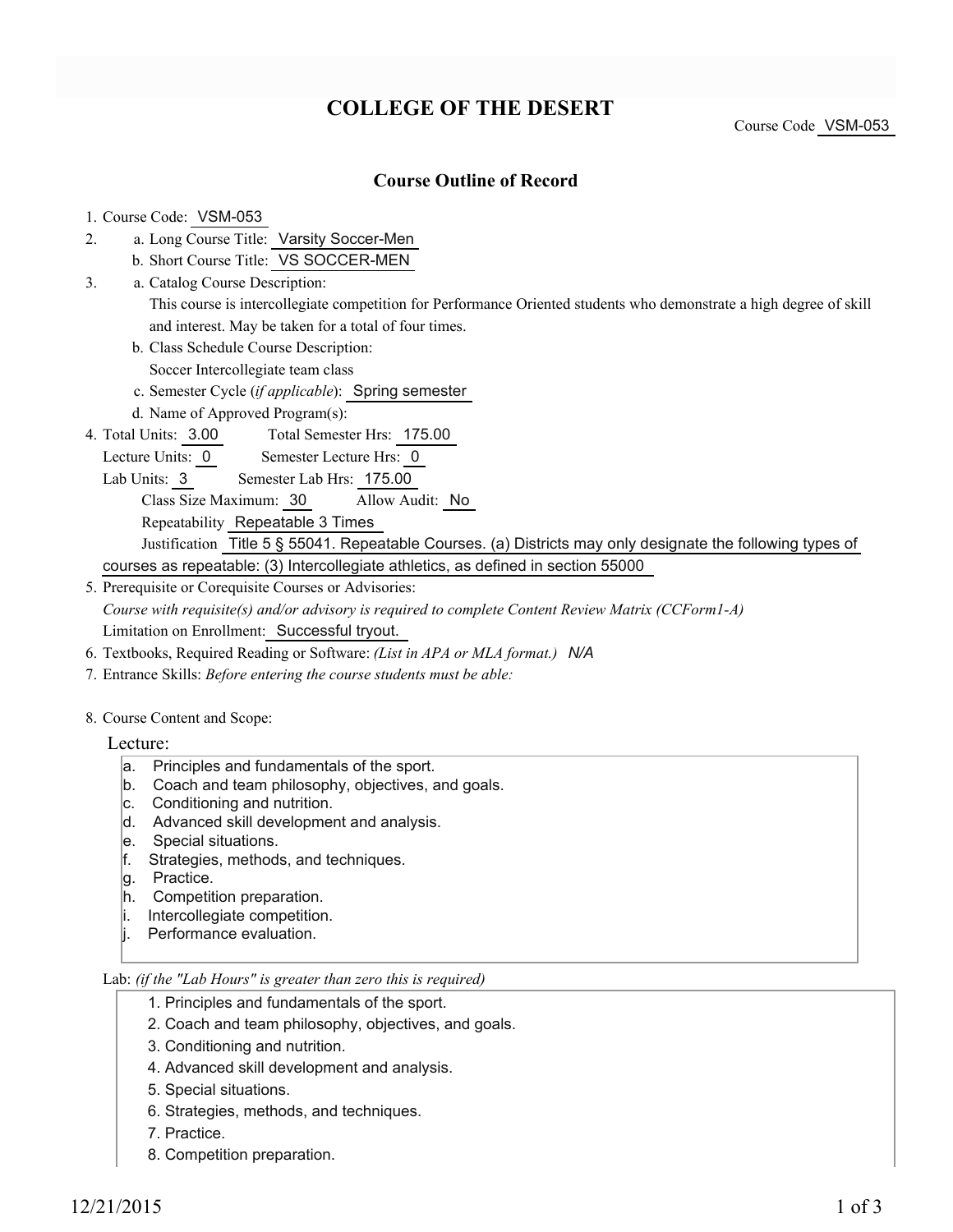# COLLEGE OF THE DESERT

Course Code VSM-053

## Course Outline of Record

1. Course Code: VSM-053
2. a. Long Course Title: Varsity Soccer-Men
   b. Short Course Title: VS SOCCER-MEN
3. a. Catalog Course Description:
   This course is intercollegiate competition for Performance Oriented students who demonstrate a high degree of skill and interest. May be taken for a total of four times.
   b. Class Schedule Course Description:
   Soccer Intercollegiate team class
   c. Semester Cycle (*if applicable*): Spring semester
   d. Name of Approved Program(s):
4. Total Units: 3.00 Total Semester Hrs: 175.00
   Lecture Units: 0 Semester Lecture Hrs: 0
   Lab Units: 3 Semester Lab Hrs: 175.00
   Class Size Maximum: 30 Allow Audit: No
   Repeatability Repeatable 3 Times
   Justification Title 5 § 55041. Repeatable Courses. (a) Districts may only designate the following types of courses as repeatable: (3) Intercollegiate athletics, as defined in section 55000
5. Prerequisite or Corequisite Courses or Advisories:
   *Course with requisite(s) and/or advisory is required to complete Content Review Matrix (CCForm1-A)*
   Limitation on Enrollment: Successful tryout.
6. Textbooks, Required Reading or Software: *(List in APA or MLA format.)* *N/A*
7. Entrance Skills: *Before entering the course students must be able:*
8. Course Content and Scope:

Lecture:

a. Principles and fundamentals of the sport.
b. Coach and team philosophy, objectives, and goals.
c. Conditioning and nutrition.
d. Advanced skill development and analysis.
e. Special situations.
f. Strategies, methods, and techniques.
g. Practice.
h. Competition preparation.
i. Intercollegiate competition.
j. Performance evaluation.

Lab: *(if the "Lab Hours" is greater than zero this is required)*

1. Principles and fundamentals of the sport.
2. Coach and team philosophy, objectives, and goals.
3. Conditioning and nutrition.
4. Advanced skill development and analysis.
5. Special situations.
6. Strategies, methods, and techniques.
7. Practice.
8. Competition preparation.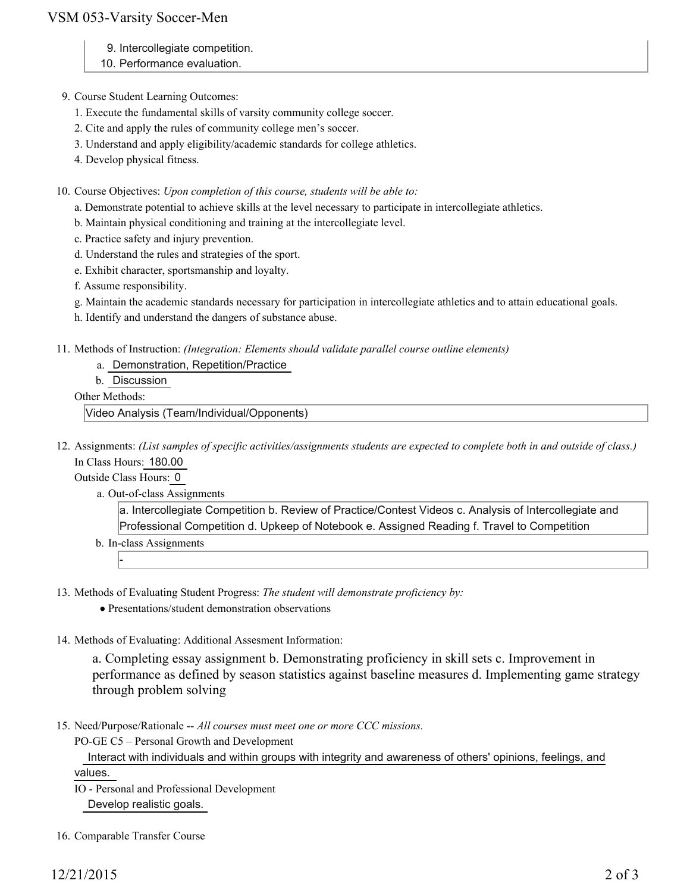9. Intercollegiate competition.
10. Performance evaluation.

9. Course Student Learning Outcomes:
   1. Execute the fundamental skills of varsity community college soccer.
   2. Cite and apply the rules of community college men's soccer.
   3. Understand and apply eligibility/academic standards for college athletics.
   4. Develop physical fitness.

10. Course Objectives: *Upon completion of this course, students will be able to:*
    a. Demonstrate potential to achieve skills at the level necessary to participate in intercollegiate athletics.
    b. Maintain physical conditioning and training at the intercollegiate level.
    c. Practice safety and injury prevention.
    d. Understand the rules and strategies of the sport.
    e. Exhibit character, sportsmanship and loyalty.
    f. Assume responsibility.
    g. Maintain the academic standards necessary for participation in intercollegiate athletics and to attain educational goals.
    h. Identify and understand the dangers of substance abuse.

11. Methods of Instruction: *(Integration: Elements should validate parallel course outline elements)*
    a. Demonstration, Repetition/Practice
    b. Discussion

    Other Methods:

    Video Analysis (Team/Individual/Opponents)

12. Assignments: *(List samples of specific activities/assignments students are expected to complete both in and outside of class.)*

    In Class Hours: 180.00

    Outside Class Hours: 0

    a. Out-of-class Assignments

       a. Intercollegiate Competition b. Review of Practice/Contest Videos c. Analysis of Intercollegiate and Professional Competition d. Upkeep of Notebook e. Assigned Reading f. Travel to Competition

    b. In-class Assignments

       -

13. Methods of Evaluating Student Progress: *The student will demonstrate proficiency by:*
    - Presentations/student demonstration observations

14. Methods of Evaluating: Additional Assesment Information:

    a. Completing essay assignment b. Demonstrating proficiency in skill sets c. Improvement in performance as defined by season statistics against baseline measures d. Implementing game strategy through problem solving

15. Need/Purpose/Rationale -- *All courses must meet one or more CCC missions.*

    PO-GE C5 – Personal Growth and Development

    Interact with individuals and within groups with integrity and awareness of others' opinions, feelings, and values.

    IO - Personal and Professional Development

    Develop realistic goals.

16. Comparable Transfer Course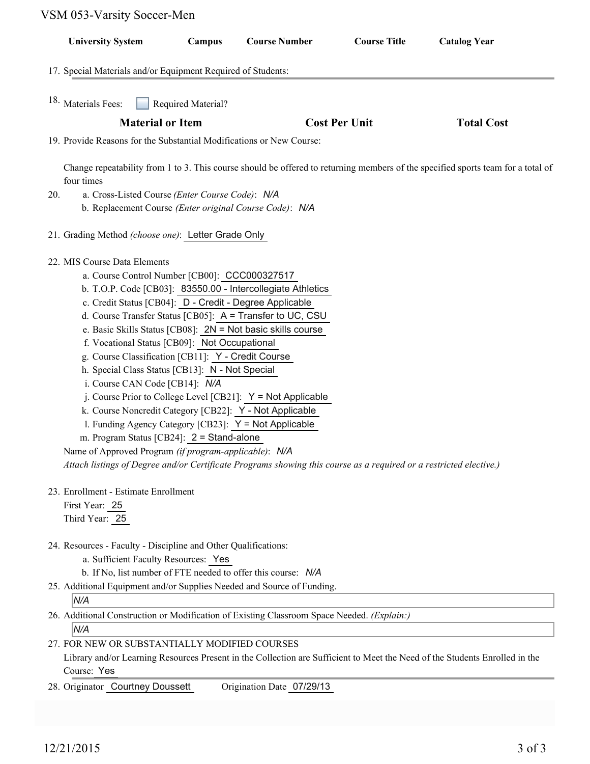VSM 053-Varsity Soccer-Men

| University System | Campus | Course Number | Course Title | Catalog Year |
| --- | --- | --- | --- | --- |

17. Special Materials and/or Equipment Required of Students:

18. Materials Fees: ☐ Required Material?

| Material or Item | Cost Per Unit | Total Cost |
| --- | --- | --- |

19. Provide Reasons for the Substantial Modifications or New Course:

Change repeatability from 1 to 3. This course should be offered to returning members of the specified sports team for a total of four times

20. a. Cross-Listed Course *(Enter Course Code)*: N/A
    b. Replacement Course *(Enter original Course Code)*: N/A

21. Grading Method *(choose one)*: Letter Grade Only

22. MIS Course Data Elements
    a. Course Control Number [CB00]: CCC000327517
    b. T.O.P. Code [CB03]: 83550.00 - Intercollegiate Athletics
    c. Credit Status [CB04]: D - Credit - Degree Applicable
    d. Course Transfer Status [CB05]: A = Transfer to UC, CSU
    e. Basic Skills Status [CB08]: 2N = Not basic skills course
    f. Vocational Status [CB09]: Not Occupational
    g. Course Classification [CB11]: Y - Credit Course
    h. Special Class Status [CB13]: N - Not Special
    i. Course CAN Code [CB14]: N/A
    j. Course Prior to College Level [CB21]: Y = Not Applicable
    k. Course Noncredit Category [CB22]: Y - Not Applicable
    l. Funding Agency Category [CB23]: Y = Not Applicable
    m. Program Status [CB24]: 2 = Stand-alone

    Name of Approved Program *(if program-applicable)*: N/A
    *Attach listings of Degree and/or Certificate Programs showing this course as a required or a restricted elective.)*

23. Enrollment - Estimate Enrollment
    First Year: 25
    Third Year: 25

24. Resources - Faculty - Discipline and Other Qualifications:
    a. Sufficient Faculty Resources: Yes
    b. If No, list number of FTE needed to offer this course: N/A

25. Additional Equipment and/or Supplies Needed and Source of Funding.
    N/A

26. Additional Construction or Modification of Existing Classroom Space Needed. *(Explain:)*
    N/A

27. FOR NEW OR SUBSTANTIALLY MODIFIED COURSES
    Library and/or Learning Resources Present in the Collection are Sufficient to Meet the Need of the Students Enrolled in the Course: Yes

28. Originator Courtney Doussett Origination Date 07/29/13